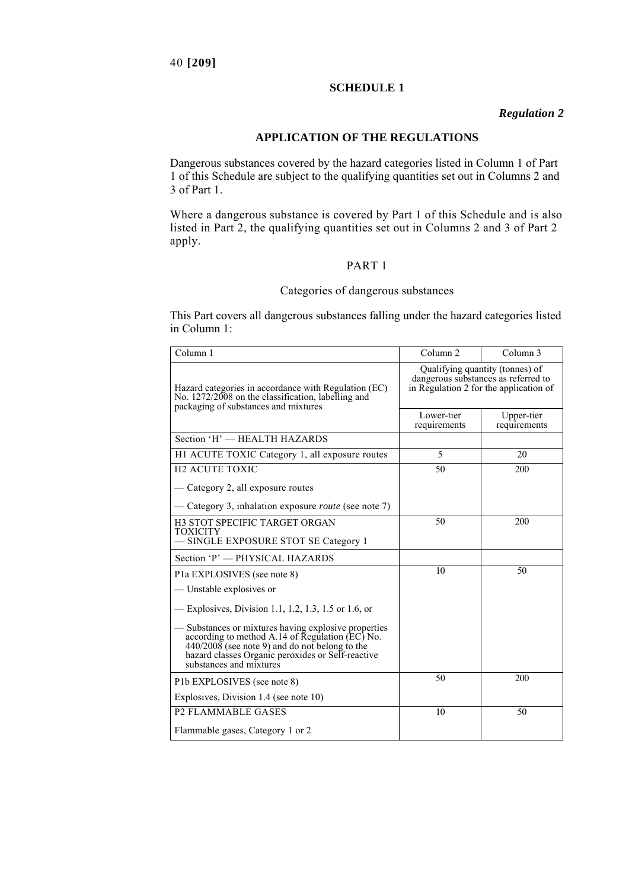## SCHEDULE 1

*Regulation 2*

### APPLICATION OF THE REGULATIONS

Dangerous substances covered by the hazard categories listed in Column 1 of Part 1 of this Schedule are subject to the qualifying quantities set out in Columns 2 and 3 of Part 1.

Where a dangerous substance is covered by Part 1 of this Schedule and is also listed in Part 2, the qualifying quantities set out in Columns 2 and 3 of Part 2 apply.

PART 1

Categories of dangerous substances

This Part covers all dangerous substances falling under the hazard categories listed in Column 1:

| Column 1 | Column 2 | Column 3 |
|---|---|---|
| Hazard categories in accordance with Regulation (EC) No. 1272/2008 on the classification, labelling and packaging of substances and mixtures | Qualifying quantity (tonnes) of dangerous substances as referred to in Regulation 2 for the application of | |
| | Lower-tier requirements | Upper-tier requirements |
| Section 'H' — HEALTH HAZARDS | | |
| H1 ACUTE TOXIC Category 1, all exposure routes | 5 | 20 |
| H2 ACUTE TOXIC<br>— Category 2, all exposure routes<br>— Category 3, inhalation exposure *route* (see note 7) | 50 | 200 |
| H3 STOT SPECIFIC TARGET ORGAN TOXICITY<br>— SINGLE EXPOSURE STOT SE Category 1 | 50 | 200 |
| Section 'P' — PHYSICAL HAZARDS | | |
| P1a EXPLOSIVES (see note 8)<br>— Unstable explosives or<br>— Explosives, Division 1.1, 1.2, 1.3, 1.5 or 1.6, or<br>— Substances or mixtures having explosive properties according to method A.14 of Regulation (EC) No. 440/2008 (see note 9) and do not belong to the hazard classes Organic peroxides or Self-reactive substances and mixtures | 10 | 50 |
| P1b EXPLOSIVES (see note 8)<br>Explosives, Division 1.4 (see note 10) | 50 | 200 |
| P2 FLAMMABLE GASES<br>Flammable gases, Category 1 or 2 | 10 | 50 |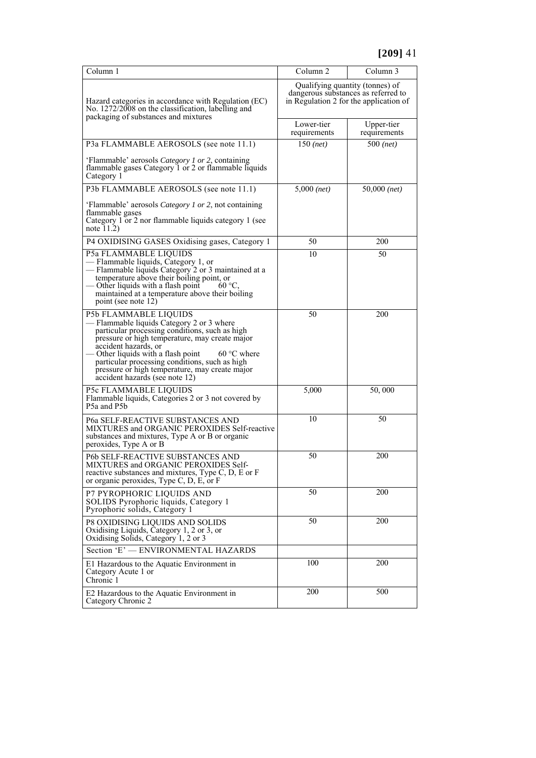| Column 1 | Column 2 | Column 3 |
|---|---|---|
| Hazard categories in accordance with Regulation (EC) No. 1272/2008 on the classification, labelling and packaging of substances and mixtures | Qualifying quantity (tonnes) of dangerous substances as referred to in Regulation 2 for the application of | |
| | Lower-tier requirements | Upper-tier requirements |
| P3a FLAMMABLE AEROSOLS (see note 11.1)<br><br>'Flammable' aerosols *Category 1 or 2*, containing flammable gases Category 1 or 2 or flammable liquids Category 1 | 150 *(net)* | 500 *(net)* |
| P3b FLAMMABLE AEROSOLS (see note 11.1)<br><br>'Flammable' aerosols *Category 1 or 2*, not containing flammable gases Category 1 or 2 nor flammable liquids category 1 (see note 11.2) | 5,000 *(net)* | 50,000 *(net)* |
| P4 OXIDISING GASES Oxidising gases, Category 1 | 50 | 200 |
| P5a FLAMMABLE LIQUIDS<br>— Flammable liquids, Category 1, or<br>— Flammable liquids Category 2 or 3 maintained at a temperature above their boiling point, or<br>— Other liquids with a flash point 60 °C, maintained at a temperature above their boiling point (see note 12) | 10 | 50 |
| P5b FLAMMABLE LIQUIDS<br>— Flammable liquids Category 2 or 3 where particular processing conditions, such as high pressure or high temperature, may create major accident hazards, or<br>— Other liquids with a flash point 60 °C where particular processing conditions, such as high pressure or high temperature, may create major accident hazards (see note 12) | 50 | 200 |
| P5c FLAMMABLE LIQUIDS<br>Flammable liquids, Categories 2 or 3 not covered by P5a and P5b | 5,000 | 50, 000 |
| P6a SELF-REACTIVE SUBSTANCES AND MIXTURES and ORGANIC PEROXIDES Self-reactive substances and mixtures, Type A or B or organic peroxides, Type A or B | 10 | 50 |
| P6b SELF-REACTIVE SUBSTANCES AND MIXTURES and ORGANIC PEROXIDES Self-reactive substances and mixtures, Type C, D, E or F or organic peroxides, Type C, D, E, or F | 50 | 200 |
| P7 PYROPHORIC LIQUIDS AND SOLIDS Pyrophoric liquids, Category 1 Pyrophoric solids, Category 1 | 50 | 200 |
| P8 OXIDISING LIQUIDS AND SOLIDS Oxidising Liquids, Category 1, 2 or 3, or Oxidising Solids, Category 1, 2 or 3 | 50 | 200 |
| Section 'E' — ENVIRONMENTAL HAZARDS | | |
| E1 Hazardous to the Aquatic Environment in Category Acute 1 or Chronic 1 | 100 | 200 |
| E2 Hazardous to the Aquatic Environment in Category Chronic 2 | 200 | 500 |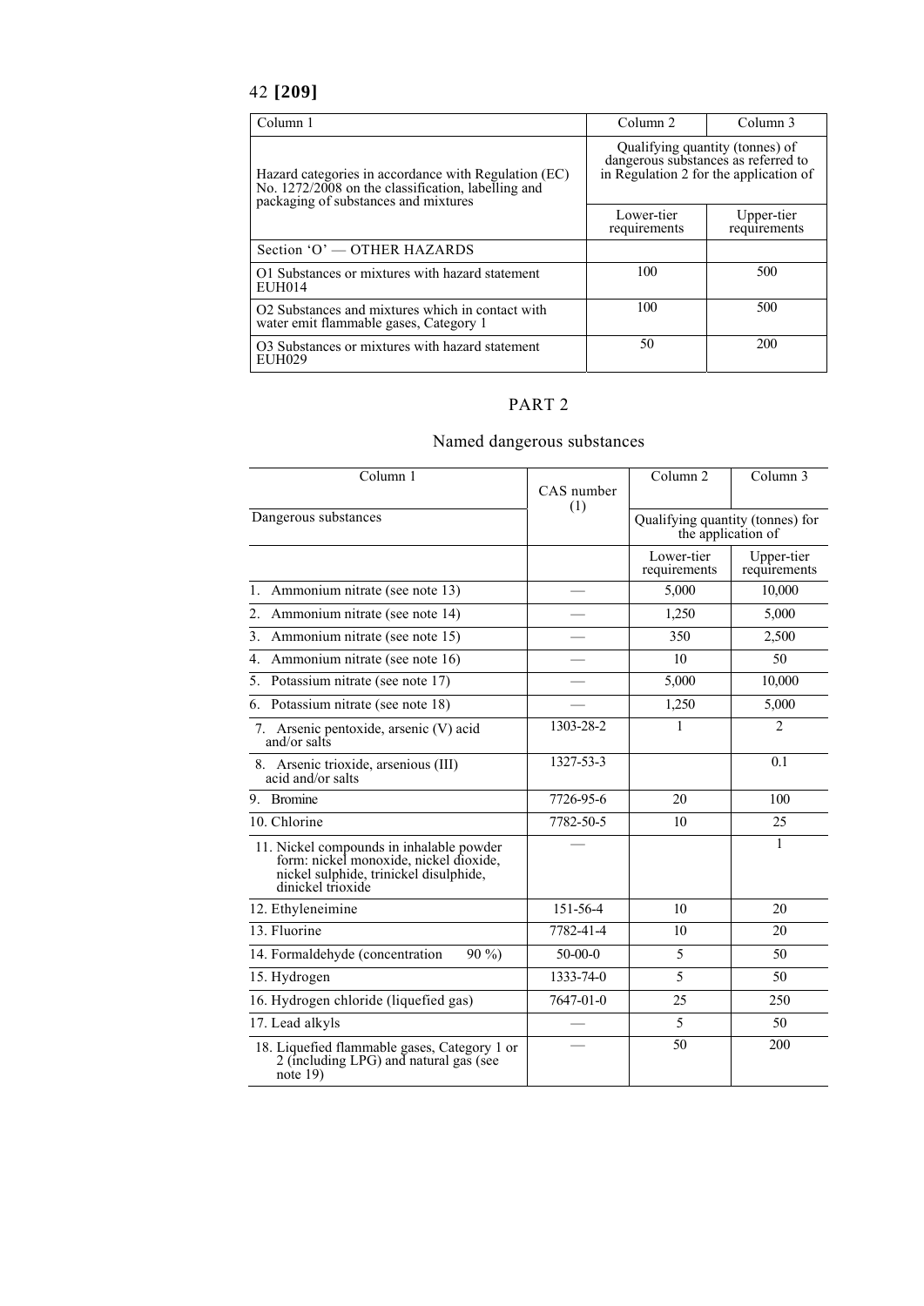| Column 1 | Column 2 | Column 3 |
|---|---|---|
| Hazard categories in accordance with Regulation (EC) No. 1272/2008 on the classification, labelling and packaging of substances and mixtures | Qualifying quantity (tonnes) of dangerous substances as referred to in Regulation 2 for the application of | |
| | Lower-tier requirements | Upper-tier requirements |
| Section 'O' — OTHER HAZARDS | | |
| O1 Substances or mixtures with hazard statement EUH014 | 100 | 500 |
| O2 Substances and mixtures which in contact with water emit flammable gases, Category 1 | 100 | 500 |
| O3 Substances or mixtures with hazard statement EUH029 | 50 | 200 |

## PART 2

### Named dangerous substances

| Column 1 | CAS number (1) | Column 2 | Column 3 |
|---|---|---|---|
| Dangerous substances | | Qualifying quantity (tonnes) for the application of | |
| | | Lower-tier requirements | Upper-tier requirements |
| 1. Ammonium nitrate (see note 13) | — | 5,000 | 10,000 |
| 2. Ammonium nitrate (see note 14) | — | 1,250 | 5,000 |
| 3. Ammonium nitrate (see note 15) | — | 350 | 2,500 |
| 4. Ammonium nitrate (see note 16) | — | 10 | 50 |
| 5. Potassium nitrate (see note 17) | — | 5,000 | 10,000 |
| 6. Potassium nitrate (see note 18) | — | 1,250 | 5,000 |
| 7. Arsenic pentoxide, arsenic (V) acid and/or salts | 1303-28-2 | 1 | 2 |
| 8. Arsenic trioxide, arsenious (III) acid and/or salts | 1327-53-3 | | 0.1 |
| 9. Bromine | 7726-95-6 | 20 | 100 |
| 10. Chlorine | 7782-50-5 | 10 | 25 |
| 11. Nickel compounds in inhalable powder form: nickel monoxide, nickel dioxide, nickel sulphide, trinickel disulphide, dinickel trioxide | — | | 1 |
| 12. Ethyleneimine | 151-56-4 | 10 | 20 |
| 13. Fluorine | 7782-41-4 | 10 | 20 |
| 14. Formaldehyde (concentration 90 %) | 50-00-0 | 5 | 50 |
| 15. Hydrogen | 1333-74-0 | 5 | 50 |
| 16. Hydrogen chloride (liquefied gas) | 7647-01-0 | 25 | 250 |
| 17. Lead alkyls | — | 5 | 50 |
| 18. Liquefied flammable gases, Category 1 or 2 (including LPG) and natural gas (see note 19) | — | 50 | 200 |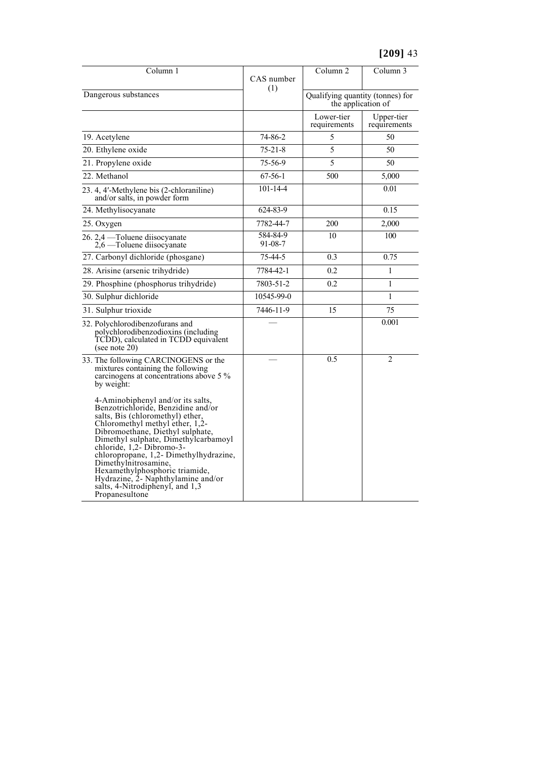| Column 1 | CAS number (1) | Column 2 | Column 3 |
|---|---|---|---|
| Dangerous substances | | Qualifying quantity (tonnes) for the application of | |
| | | Lower-tier requirements | Upper-tier requirements |
| 19. Acetylene | 74-86-2 | 5 | 50 |
| 20. Ethylene oxide | 75-21-8 | 5 | 50 |
| 21. Propylene oxide | 75-56-9 | 5 | 50 |
| 22. Methanol | 67-56-1 | 500 | 5,000 |
| 23. 4, 4′-Methylene bis (2-chloraniline) and/or salts, in powder form | 101-14-4 | | 0.01 |
| 24. Methylisocyanate | 624-83-9 | | 0.15 |
| 25. Oxygen | 7782-44-7 | 200 | 2,000 |
| 26. 2,4 —Toluene diisocyanate 2,6 —Toluene diisocyanate | 584-84-9 91-08-7 | 10 | 100 |
| 27. Carbonyl dichloride (phosgane) | 75-44-5 | 0.3 | 0.75 |
| 28. Arisine (arsenic trihydride) | 7784-42-1 | 0.2 | 1 |
| 29. Phosphine (phosphorus trihydride) | 7803-51-2 | 0.2 | 1 |
| 30. Sulphur dichloride | 10545-99-0 | | 1 |
| 31. Sulphur trioxide | 7446-11-9 | 15 | 75 |
| 32. Polychlorodibenzofurans and polychlorodibenzodioxins (including TCDD), calculated in TCDD equivalent (see note 20) | — | | 0.001 |
| 33. The following CARCINOGENS or the mixtures containing the following carcinogens at concentrations above 5 % by weight: 4-Aminobiphenyl and/or its salts, Benzotrichloride, Benzidine and/or salts, Bis (chloromethyl) ether, Chloromethyl methyl ether, 1,2-Dibromoethane, Diethyl sulphate, Dimethyl sulphate, Dimethylcarbamoyl chloride, 1,2- Dibromo-3-chloropropane, 1,2- Dimethylhydrazine, Dimethylnitrosamine, Hexamethylphosphoric triamide, Hydrazine, 2- Naphthylamine and/or salts, 4-Nitrodiphenyl, and 1,3 Propanesultone | — | 0.5 | 2 |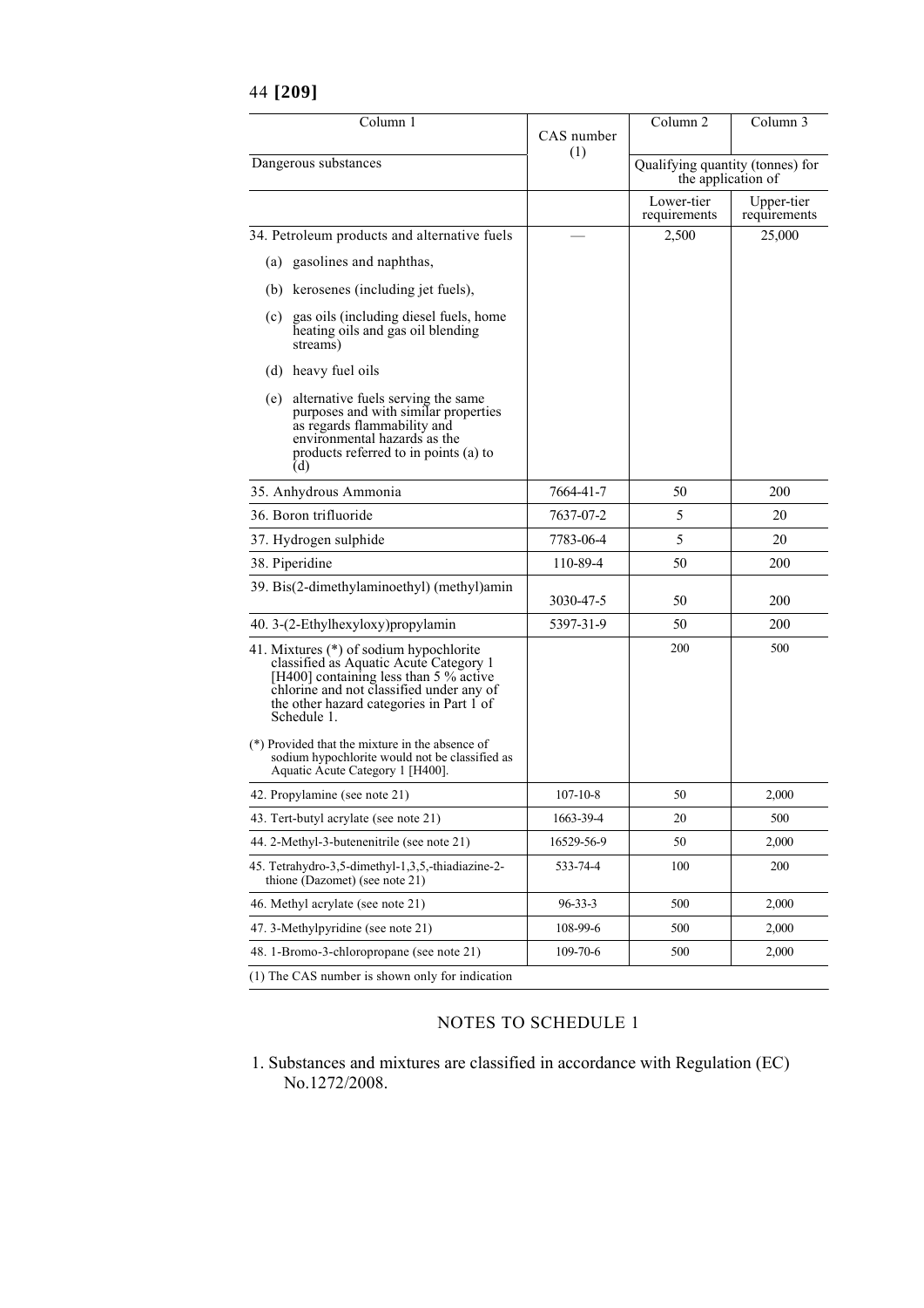| Column 1 | CAS number (1) | Column 2 | Column 3 |
|---|---|---|---|
| Dangerous substances | | Qualifying quantity (tonnes) for the application of | |
| | | Lower-tier requirements | Upper-tier requirements |
| 34. Petroleum products and alternative fuels<br>(a) gasolines and naphthas,<br>(b) kerosenes (including jet fuels),<br>(c) gas oils (including diesel fuels, home heating oils and gas oil blending streams)<br>(d) heavy fuel oils<br>(e) alternative fuels serving the same purposes and with similar properties as regards flammability and environmental hazards as the products referred to in points (a) to (d) | — | 2,500 | 25,000 |
| 35. Anhydrous Ammonia | 7664-41-7 | 50 | 200 |
| 36. Boron trifluoride | 7637-07-2 | 5 | 20 |
| 37. Hydrogen sulphide | 7783-06-4 | 5 | 20 |
| 38. Piperidine | 110-89-4 | 50 | 200 |
| 39. Bis(2-dimethylaminoethyl) (methyl)amin | 3030-47-5 | 50 | 200 |
| 40. 3-(2-Ethylhexyloxy)propylamin | 5397-31-9 | 50 | 200 |
| 41. Mixtures (*) of sodium hypochlorite classified as Aquatic Acute Category 1 [H400] containing less than 5 % active chlorine and not classified under any of the other hazard categories in Part 1 of Schedule 1.<br>(*) Provided that the mixture in the absence of sodium hypochlorite would not be classified as Aquatic Acute Category 1 [H400]. | | 200 | 500 |
| 42. Propylamine (see note 21) | 107-10-8 | 50 | 2,000 |
| 43. Tert-butyl acrylate (see note 21) | 1663-39-4 | 20 | 500 |
| 44. 2-Methyl-3-butenenitrile (see note 21) | 16529-56-9 | 50 | 2,000 |
| 45. Tetrahydro-3,5-dimethyl-1,3,5,-thiadiazine-2-thione (Dazomet) (see note 21) | 533-74-4 | 100 | 200 |
| 46. Methyl acrylate (see note 21) | 96-33-3 | 500 | 2,000 |
| 47. 3-Methylpyridine (see note 21) | 108-99-6 | 500 | 2,000 |
| 48. 1-Bromo-3-chloropropane (see note 21) | 109-70-6 | 500 | 2,000 |

(1) The CAS number is shown only for indication

## NOTES TO SCHEDULE 1

1. Substances and mixtures are classified in accordance with Regulation (EC) No.1272/2008.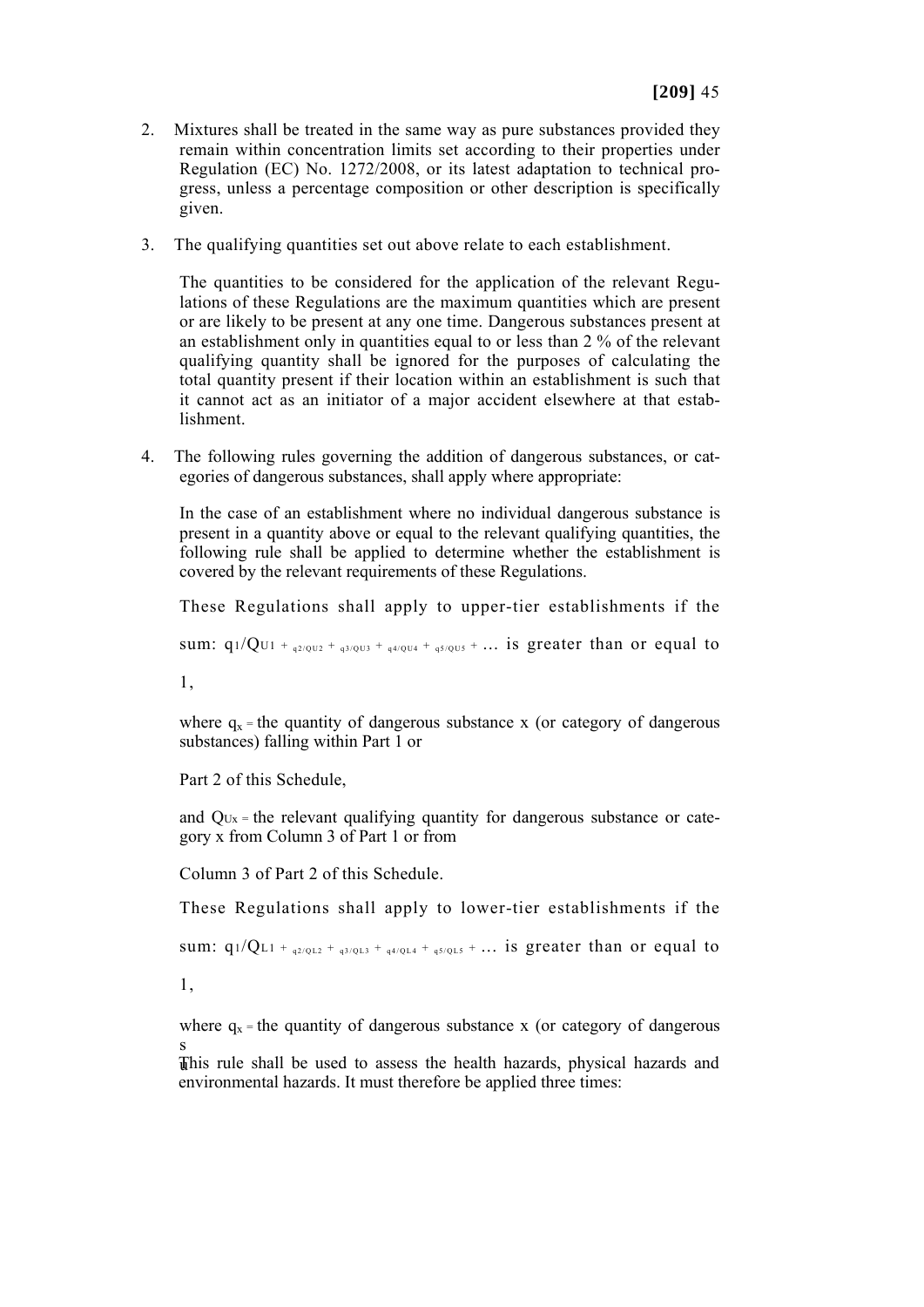2. Mixtures shall be treated in the same way as pure substances provided they remain within concentration limits set according to their properties under Regulation (EC) No. 1272/2008, or its latest adaptation to technical progress, unless a percentage composition or other description is specifically given.

3. The qualifying quantities set out above relate to each establishment.

   The quantities to be considered for the application of the relevant Regulations of these Regulations are the maximum quantities which are present or are likely to be present at any one time. Dangerous substances present at an establishment only in quantities equal to or less than 2 % of the relevant qualifying quantity shall be ignored for the purposes of calculating the total quantity present if their location within an establishment is such that it cannot act as an initiator of a major accident elsewhere at that establishment.

4. The following rules governing the addition of dangerous substances, or categories of dangerous substances, shall apply where appropriate:

   In the case of an establishment where no individual dangerous substance is present in a quantity above or equal to the relevant qualifying quantities, the following rule shall be applied to determine whether the establishment is covered by the relevant requirements of these Regulations.

   These Regulations shall apply to upper-tier establishments if the sum: $q_1/Q_{U1} + q_2/Q_{U2} + q_3/Q_{U3} + q_4/Q_{U4} + q_5/Q_{U5} + \ldots$ is greater than or equal to 1,

   where $q_x$ = the quantity of dangerous substance x (or category of dangerous substances) falling within Part 1 or

   Part 2 of this Schedule,

   and $Q_{Ux}$ = the relevant qualifying quantity for dangerous substance or category x from Column 3 of Part 1 or from

   Column 3 of Part 2 of this Schedule.

   These Regulations shall apply to lower-tier establishments if the sum: $q_1/Q_{L1} + q_2/Q_{L2} + q_3/Q_{L3} + q_4/Q_{L4} + q_5/Q_{L5} + \ldots$ is greater than or equal to 1,

   where $q_x$ = the quantity of dangerous substance x (or category of dangerous s

   This rule shall be used to assess the health hazards, physical hazards and environmental hazards. It must therefore be applied three times: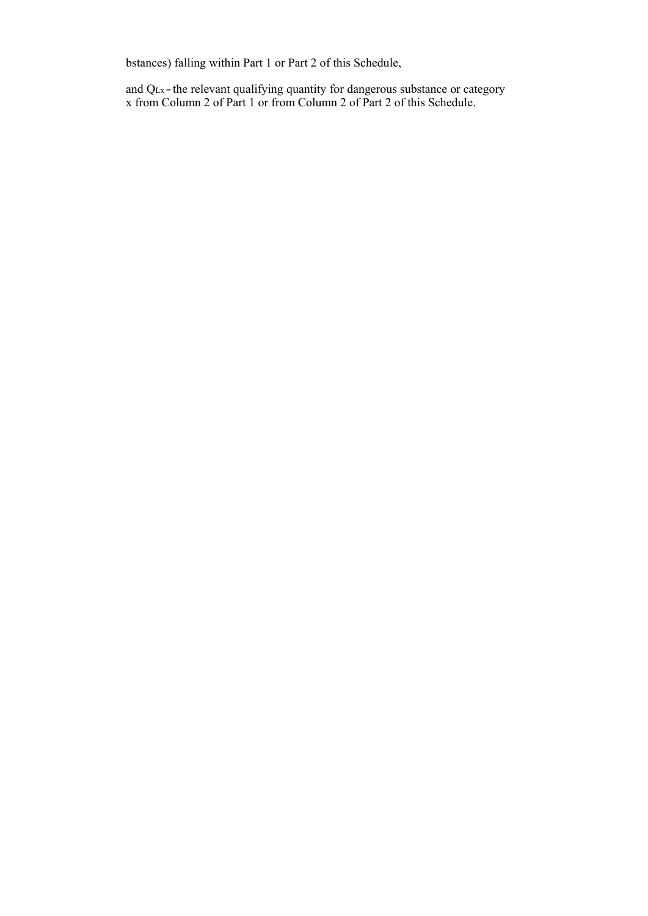bstances) falling within Part 1 or Part 2 of this Schedule,

and $Q_{Lx}$ = the relevant qualifying quantity for dangerous substance or category x from Column 2 of Part 1 or from Column 2 of Part 2 of this Schedule.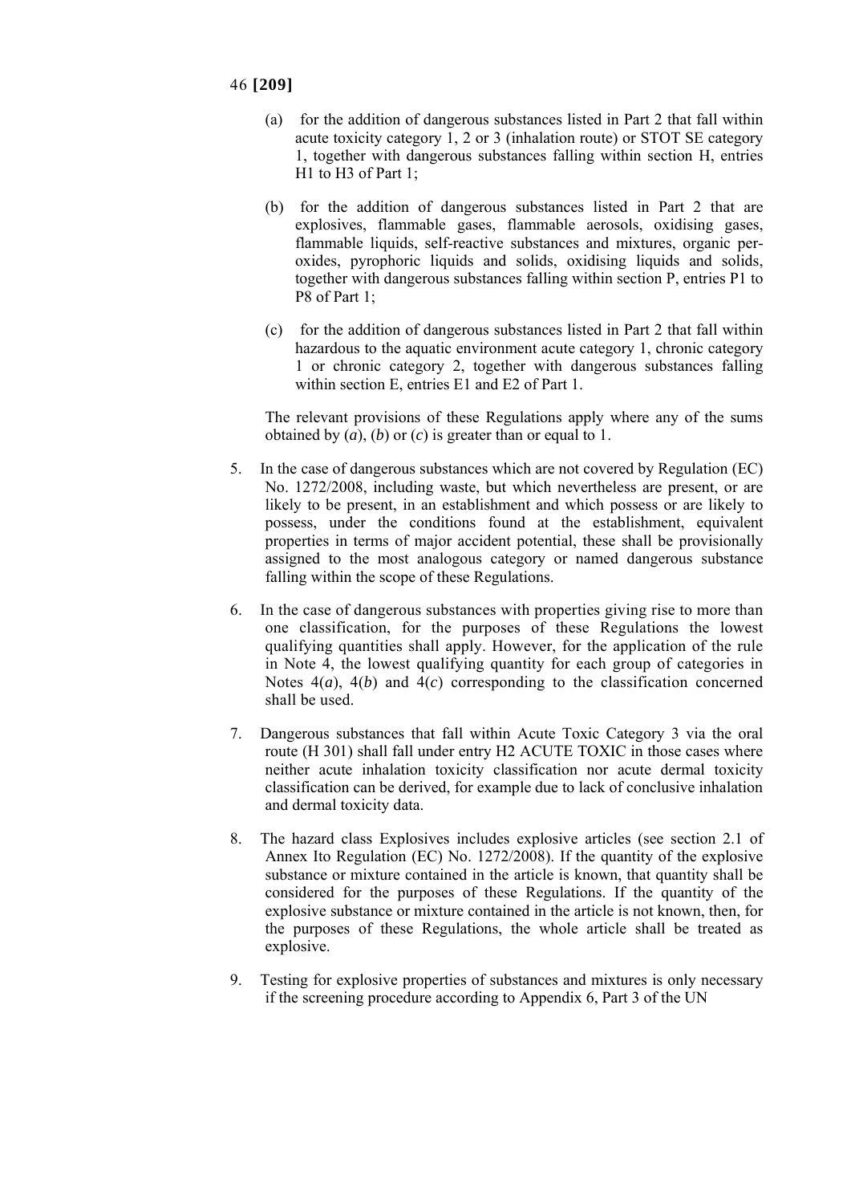(a) for the addition of dangerous substances listed in Part 2 that fall within acute toxicity category 1, 2 or 3 (inhalation route) or STOT SE category 1, together with dangerous substances falling within section H, entries H1 to H3 of Part 1;

(b) for the addition of dangerous substances listed in Part 2 that are explosives, flammable gases, flammable aerosols, oxidising gases, flammable liquids, self-reactive substances and mixtures, organic peroxides, pyrophoric liquids and solids, oxidising liquids and solids, together with dangerous substances falling within section P, entries P1 to P8 of Part 1;

(c) for the addition of dangerous substances listed in Part 2 that fall within hazardous to the aquatic environment acute category 1, chronic category 1 or chronic category 2, together with dangerous substances falling within section E, entries E1 and E2 of Part 1.

The relevant provisions of these Regulations apply where any of the sums obtained by (*a*), (*b*) or (*c*) is greater than or equal to 1.

5. In the case of dangerous substances which are not covered by Regulation (EC) No. 1272/2008, including waste, but which nevertheless are present, or are likely to be present, in an establishment and which possess or are likely to possess, under the conditions found at the establishment, equivalent properties in terms of major accident potential, these shall be provisionally assigned to the most analogous category or named dangerous substance falling within the scope of these Regulations.

6. In the case of dangerous substances with properties giving rise to more than one classification, for the purposes of these Regulations the lowest qualifying quantities shall apply. However, for the application of the rule in Note 4, the lowest qualifying quantity for each group of categories in Notes 4(*a*), 4(*b*) and 4(*c*) corresponding to the classification concerned shall be used.

7. Dangerous substances that fall within Acute Toxic Category 3 via the oral route (H 301) shall fall under entry H2 ACUTE TOXIC in those cases where neither acute inhalation toxicity classification nor acute dermal toxicity classification can be derived, for example due to lack of conclusive inhalation and dermal toxicity data.

8. The hazard class Explosives includes explosive articles (see section 2.1 of Annex Ito Regulation (EC) No. 1272/2008). If the quantity of the explosive substance or mixture contained in the article is known, that quantity shall be considered for the purposes of these Regulations. If the quantity of the explosive substance or mixture contained in the article is not known, then, for the purposes of these Regulations, the whole article shall be treated as explosive.

9. Testing for explosive properties of substances and mixtures is only necessary if the screening procedure according to Appendix 6, Part 3 of the UN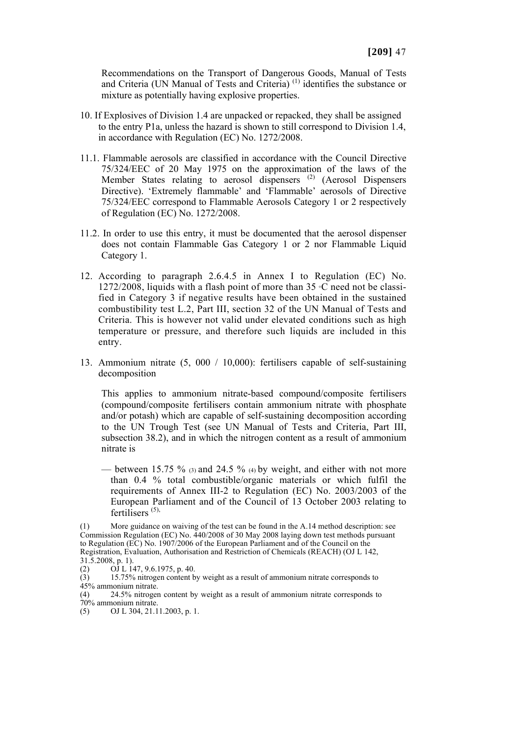Recommendations on the Transport of Dangerous Goods, Manual of Tests and Criteria (UN Manual of Tests and Criteria) [1] identifies the substance or mixture as potentially having explosive properties.

10. If Explosives of Division 1.4 are unpacked or repacked, they shall be assigned to the entry P1a, unless the hazard is shown to still correspond to Division 1.4, in accordance with Regulation (EC) No. 1272/2008.

11.1. Flammable aerosols are classified in accordance with the Council Directive 75/324/EEC of 20 May 1975 on the approximation of the laws of the Member States relating to aerosol dispensers [2] (Aerosol Dispensers Directive). 'Extremely flammable' and 'Flammable' aerosols of Directive 75/324/EEC correspond to Flammable Aerosols Category 1 or 2 respectively of Regulation (EC) No. 1272/2008.

11.2. In order to use this entry, it must be documented that the aerosol dispenser does not contain Flammable Gas Category 1 or 2 nor Flammable Liquid Category 1.

12. According to paragraph 2.6.4.5 in Annex I to Regulation (EC) No. 1272/2008, liquids with a flash point of more than 35 °C need not be classified in Category 3 if negative results have been obtained in the sustained combustibility test L.2, Part III, section 32 of the UN Manual of Tests and Criteria. This is however not valid under elevated conditions such as high temperature or pressure, and therefore such liquids are included in this entry.

13. Ammonium nitrate (5, 000 / 10,000): fertilisers capable of self-sustaining decomposition

    This applies to ammonium nitrate-based compound/composite fertilisers (compound/composite fertilisers contain ammonium nitrate with phosphate and/or potash) which are capable of self-sustaining decomposition according to the UN Trough Test (see UN Manual of Tests and Criteria, Part III, subsection 38.2), and in which the nitrogen content as a result of ammonium nitrate is

    — between 15.75 % [3] and 24.5 % [4] by weight, and either with not more than 0.4 % total combustible/organic materials or which fulfil the requirements of Annex III-2 to Regulation (EC) No. 2003/2003 of the European Parliament and of the Council of 13 October 2003 relating to fertilisers [5],

(1) More guidance on waiving of the test can be found in the A.14 method description: see Commission Regulation (EC) No. 440/2008 of 30 May 2008 laying down test methods pursuant to Regulation (EC) No. 1907/2006 of the European Parliament and of the Council on the Registration, Evaluation, Authorisation and Restriction of Chemicals (REACH) (OJ L 142, 31.5.2008, p. 1).

(2) OJ L 147, 9.6.1975, p. 40.

(3) 15.75% nitrogen content by weight as a result of ammonium nitrate corresponds to 45% ammonium nitrate.

(4) 24.5% nitrogen content by weight as a result of ammonium nitrate corresponds to 70% ammonium nitrate.

(5) OJ L 304, 21.11.2003, p. 1.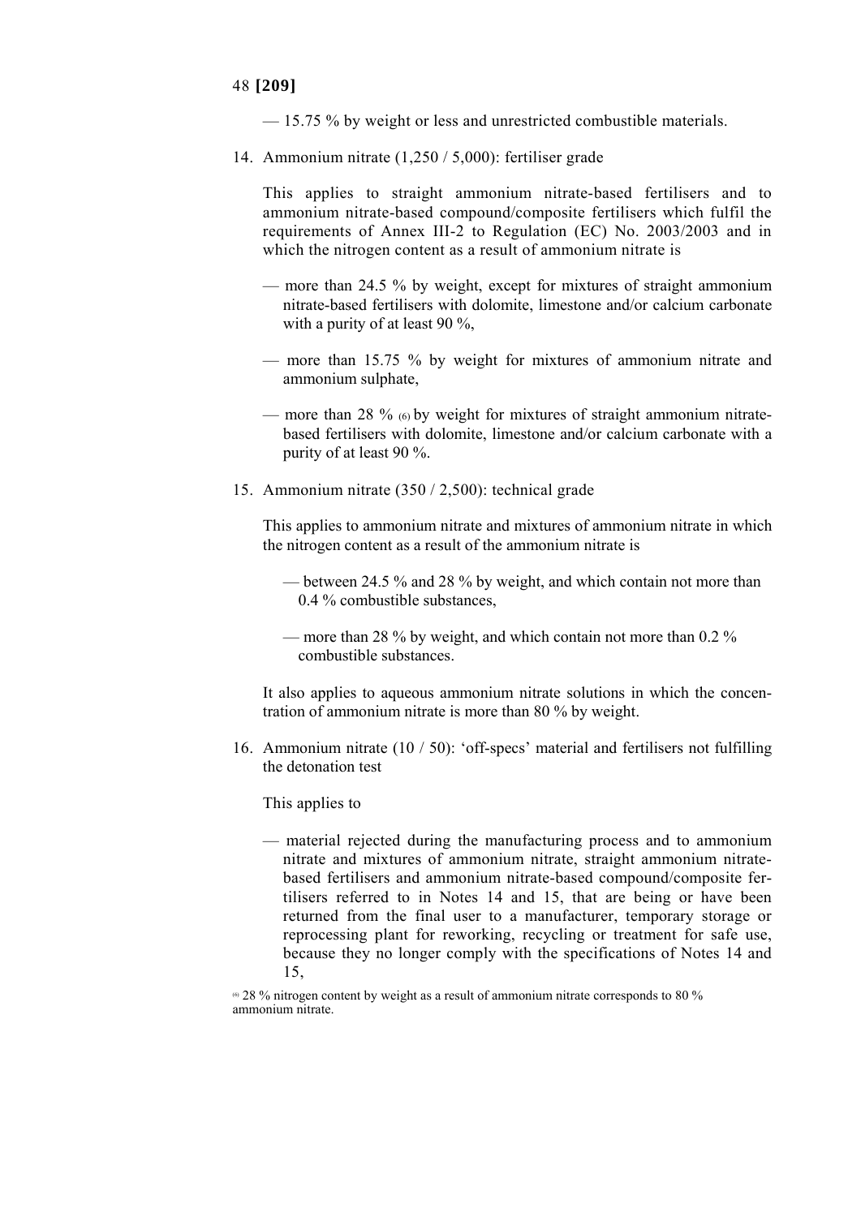— 15.75 % by weight or less and unrestricted combustible materials.

14. Ammonium nitrate (1,250 / 5,000): fertiliser grade

    This applies to straight ammonium nitrate-based fertilisers and to ammonium nitrate-based compound/composite fertilisers which fulfil the requirements of Annex III-2 to Regulation (EC) No. 2003/2003 and in which the nitrogen content as a result of ammonium nitrate is

    — more than 24.5 % by weight, except for mixtures of straight ammonium nitrate-based fertilisers with dolomite, limestone and/or calcium carbonate with a purity of at least 90 %,

    — more than 15.75 % by weight for mixtures of ammonium nitrate and ammonium sulphate,

    — more than 28 % [(6)] by weight for mixtures of straight ammonium nitrate-based fertilisers with dolomite, limestone and/or calcium carbonate with a purity of at least 90 %.

15. Ammonium nitrate (350 / 2,500): technical grade

    This applies to ammonium nitrate and mixtures of ammonium nitrate in which the nitrogen content as a result of the ammonium nitrate is

    — between 24.5 % and 28 % by weight, and which contain not more than 0.4 % combustible substances,

    — more than 28 % by weight, and which contain not more than 0.2 % combustible substances.

    It also applies to aqueous ammonium nitrate solutions in which the concentration of ammonium nitrate is more than 80 % by weight.

16. Ammonium nitrate (10 / 50): 'off-specs' material and fertilisers not fulfilling the detonation test

    This applies to

    — material rejected during the manufacturing process and to ammonium nitrate and mixtures of ammonium nitrate, straight ammonium nitrate-based fertilisers and ammonium nitrate-based compound/composite fertilisers referred to in Notes 14 and 15, that are being or have been returned from the final user to a manufacturer, temporary storage or reprocessing plant for reworking, recycling or treatment for safe use, because they no longer comply with the specifications of Notes 14 and 15,

[(6)] 28 % nitrogen content by weight as a result of ammonium nitrate corresponds to 80 % ammonium nitrate.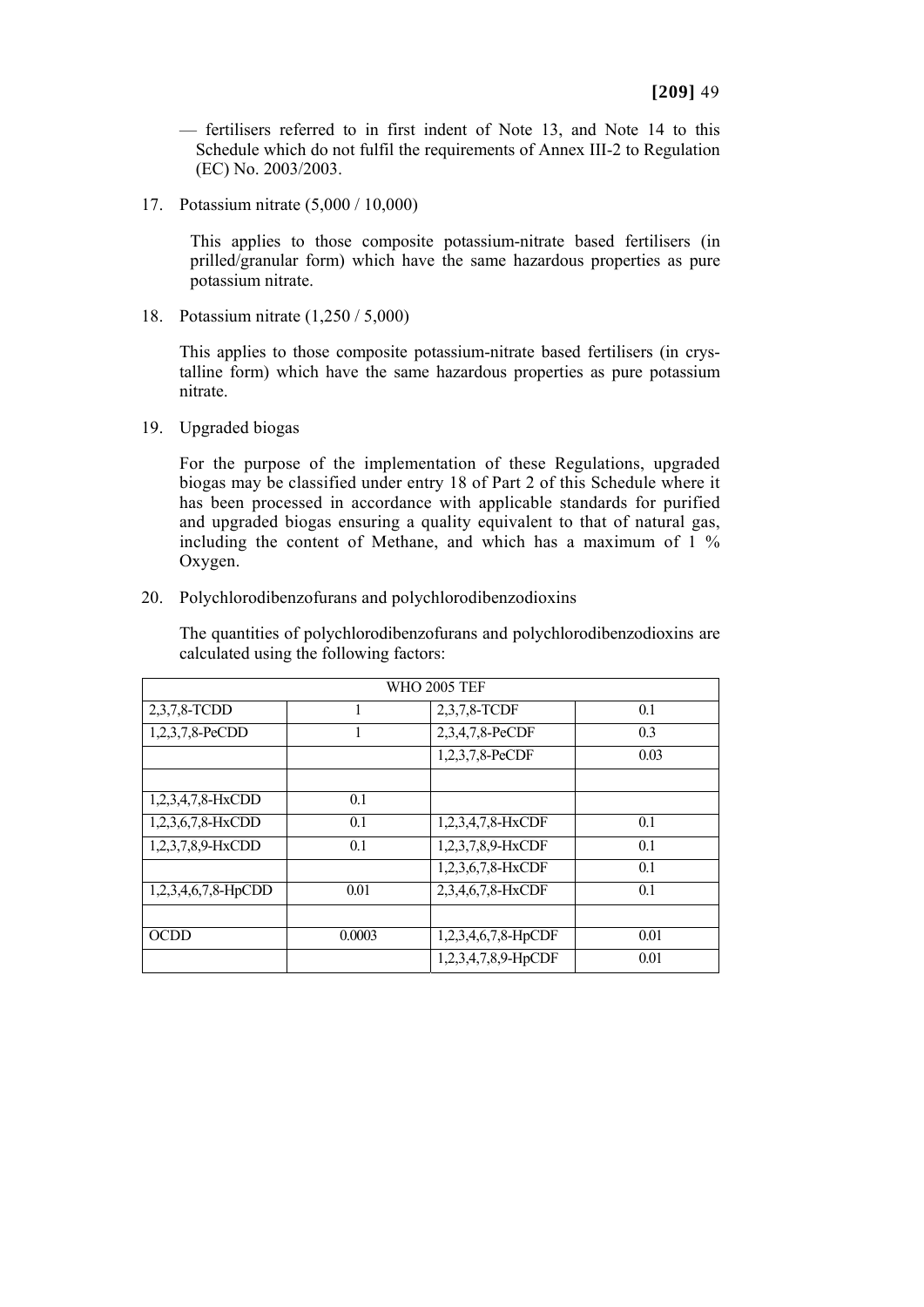— fertilisers referred to in first indent of Note 13, and Note 14 to this Schedule which do not fulfil the requirements of Annex III-2 to Regulation (EC) No. 2003/2003.

17. Potassium nitrate (5,000 / 10,000)

    This applies to those composite potassium-nitrate based fertilisers (in prilled/granular form) which have the same hazardous properties as pure potassium nitrate.

18. Potassium nitrate (1,250 / 5,000)

    This applies to those composite potassium-nitrate based fertilisers (in crystalline form) which have the same hazardous properties as pure potassium nitrate.

19. Upgraded biogas

    For the purpose of the implementation of these Regulations, upgraded biogas may be classified under entry 18 of Part 2 of this Schedule where it has been processed in accordance with applicable standards for purified and upgraded biogas ensuring a quality equivalent to that of natural gas, including the content of Methane, and which has a maximum of 1 % Oxygen.

20. Polychlorodibenzofurans and polychlorodibenzodioxins

    The quantities of polychlorodibenzofurans and polychlorodibenzodioxins are calculated using the following factors:

| WHO 2005 TEF | | | |
|---|---|---|---|
| 2,3,7,8-TCDD | 1 | 2,3,7,8-TCDF | 0.1 |
| 1,2,3,7,8-PeCDD | 1 | 2,3,4,7,8-PeCDF | 0.3 |
| | | 1,2,3,7,8-PeCDF | 0.03 |
| | | | |
| 1,2,3,4,7,8-HxCDD | 0.1 | | |
| 1,2,3,6,7,8-HxCDD | 0.1 | 1,2,3,4,7,8-HxCDF | 0.1 |
| 1,2,3,7,8,9-HxCDD | 0.1 | 1,2,3,7,8,9-HxCDF | 0.1 |
| | | 1,2,3,6,7,8-HxCDF | 0.1 |
| 1,2,3,4,6,7,8-HpCDD | 0.01 | 2,3,4,6,7,8-HxCDF | 0.1 |
| | | | |
| OCDD | 0.0003 | 1,2,3,4,6,7,8-HpCDF | 0.01 |
| | | 1,2,3,4,7,8,9-HpCDF | 0.01 |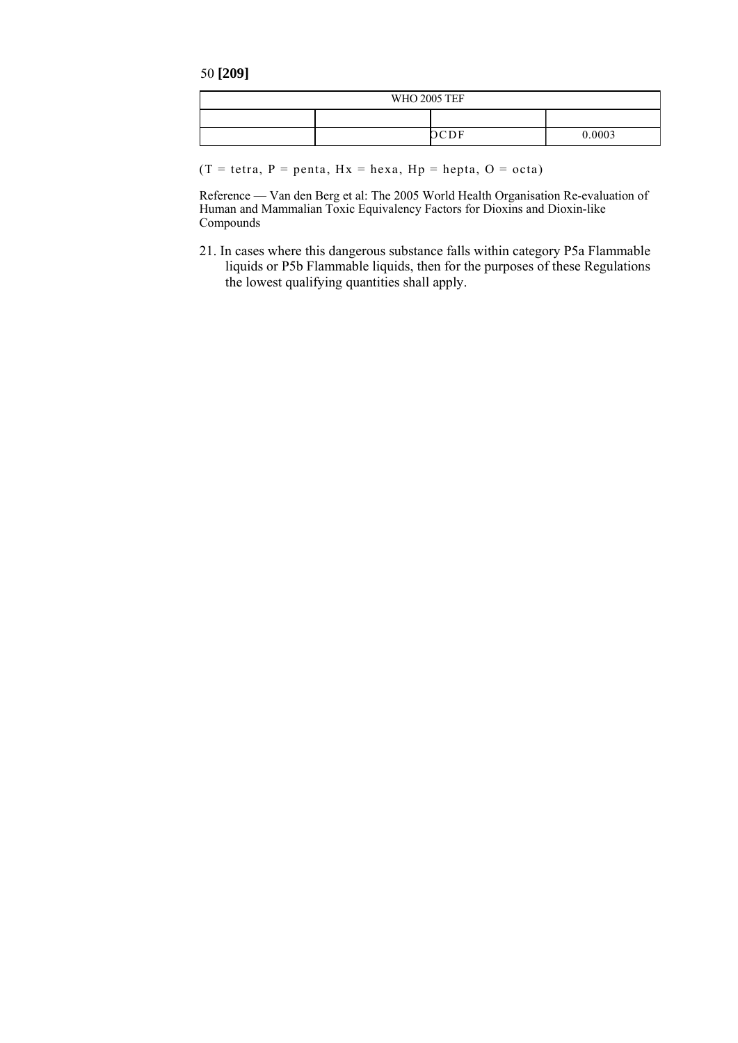50 **[209]**

| WHO 2005 TEF | | | |
|---|---|---|---|
| | | | |
| | | OCDF | 0.0003 |

(T = tetra, P = penta, Hx = hexa, Hp = hepta, O = octa)

Reference — Van den Berg et al: The 2005 World Health Organisation Re-evaluation of Human and Mammalian Toxic Equivalency Factors for Dioxins and Dioxin-like Compounds

21. In cases where this dangerous substance falls within category P5a Flammable liquids or P5b Flammable liquids, then for the purposes of these Regulations the lowest qualifying quantities shall apply.